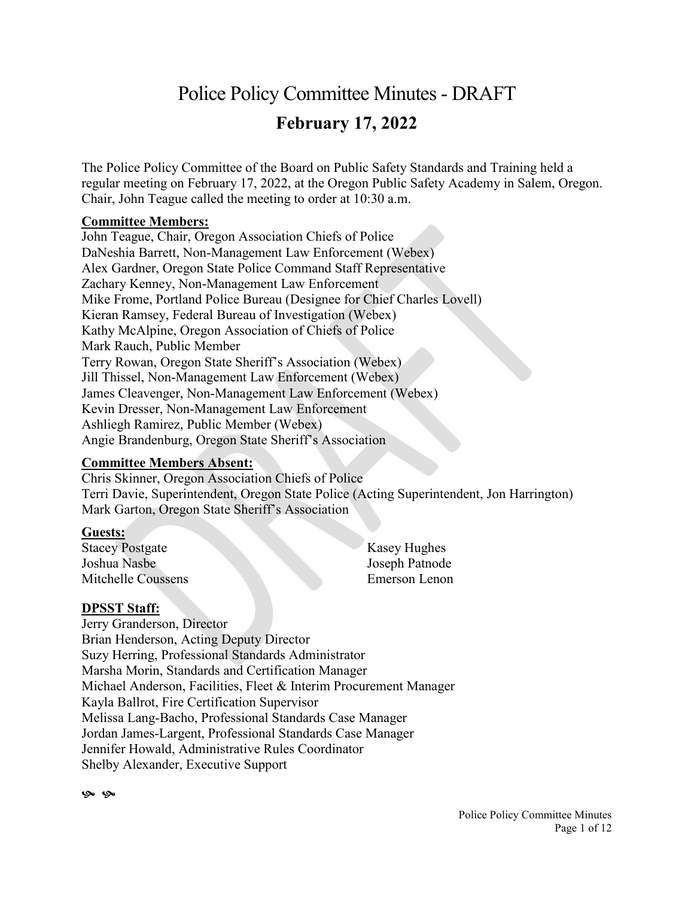# Police Policy Committee Minutes - DRAFT

## February 17, 2022

The Police Policy Committee of the Board on Public Safety Standards and Training held a regular meeting on February 17, 2022, at the Oregon Public Safety Academy in Salem, Oregon. Chair, John Teague called the meeting to order at 10:30 a.m.

**Committee Members:**

John Teague, Chair, Oregon Association Chiefs of Police
DaNeshia Barrett, Non-Management Law Enforcement (Webex)
Alex Gardner, Oregon State Police Command Staff Representative
Zachary Kenney, Non-Management Law Enforcement
Mike Frome, Portland Police Bureau (Designee for Chief Charles Lovell)
Kieran Ramsey, Federal Bureau of Investigation (Webex)
Kathy McAlpine, Oregon Association of Chiefs of Police
Mark Rauch, Public Member
Terry Rowan, Oregon State Sheriff's Association (Webex)
Jill Thissel, Non-Management Law Enforcement (Webex)
James Cleavenger, Non-Management Law Enforcement (Webex)
Kevin Dresser, Non-Management Law Enforcement
Ashliegh Ramirez, Public Member (Webex)
Angie Brandenburg, Oregon State Sheriff's Association

**Committee Members Absent:**

Chris Skinner, Oregon Association Chiefs of Police
Terri Davie, Superintendent, Oregon State Police (Acting Superintendent, Jon Harrington)
Mark Garton, Oregon State Sheriff's Association

**Guests:**

Stacey Postgate
Joshua Nasbe
Mitchelle Coussens
Kasey Hughes
Joseph Patnode
Emerson Lenon

**DPSST Staff:**

Jerry Granderson, Director
Brian Henderson, Acting Deputy Director
Suzy Herring, Professional Standards Administrator
Marsha Morin, Standards and Certification Manager
Michael Anderson, Facilities, Fleet & Interim Procurement Manager
Kayla Ballrot, Fire Certification Supervisor
Melissa Lang-Bacho, Professional Standards Case Manager
Jordan James-Largent, Professional Standards Case Manager
Jennifer Howald, Administrative Rules Coordinator
Shelby Alexander, Executive Support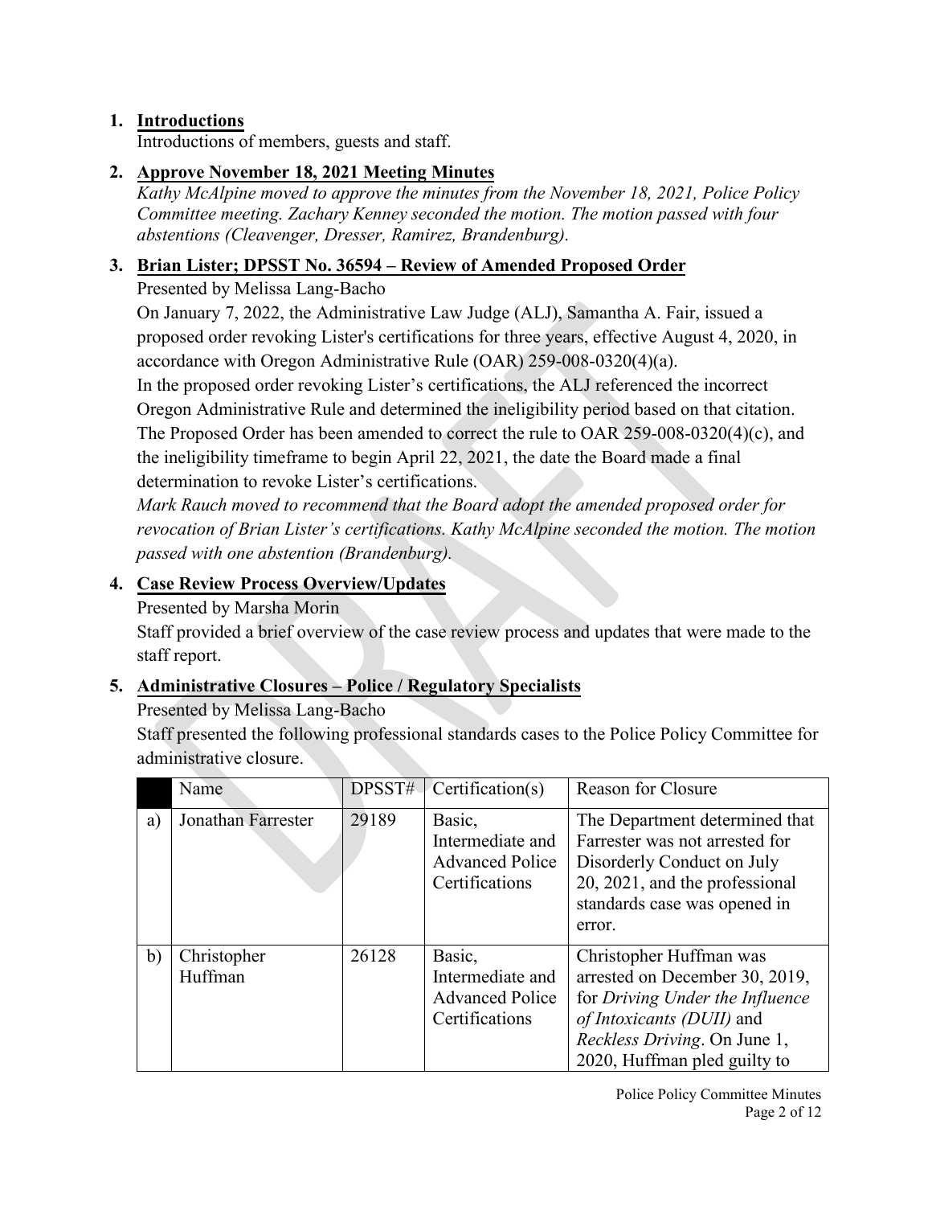1. **Introductions**
   Introductions of members, guests and staff.

2. **Approve November 18, 2021 Meeting Minutes**
   *Kathy McAlpine moved to approve the minutes from the November 18, 2021, Police Policy Committee meeting. Zachary Kenney seconded the motion. The motion passed with four abstentions (Cleavenger, Dresser, Ramirez, Brandenburg).*

3. **Brian Lister; DPSST No. 36594 – Review of Amended Proposed Order**
   Presented by Melissa Lang-Bacho
   On January 7, 2022, the Administrative Law Judge (ALJ), Samantha A. Fair, issued a proposed order revoking Lister's certifications for three years, effective August 4, 2020, in accordance with Oregon Administrative Rule (OAR) 259-008-0320(4)(a).
   In the proposed order revoking Lister's certifications, the ALJ referenced the incorrect Oregon Administrative Rule and determined the ineligibility period based on that citation. The Proposed Order has been amended to correct the rule to OAR 259-008-0320(4)(c), and the ineligibility timeframe to begin April 22, 2021, the date the Board made a final determination to revoke Lister's certifications.
   *Mark Rauch moved to recommend that the Board adopt the amended proposed order for revocation of Brian Lister's certifications. Kathy McAlpine seconded the motion. The motion passed with one abstention (Brandenburg).*

4. **Case Review Process Overview/Updates**
   Presented by Marsha Morin
   Staff provided a brief overview of the case review process and updates that were made to the staff report.

5. **Administrative Closures – Police / Regulatory Specialists**
   Presented by Melissa Lang-Bacho
   Staff presented the following professional standards cases to the Police Policy Committee for administrative closure.

| | Name | DPSST# | Certification(s) | Reason for Closure |
|---|---|---|---|---|
| a) | Jonathan Farrester | 29189 | Basic, Intermediate and Advanced Police Certifications | The Department determined that Farrester was not arrested for Disorderly Conduct on July 20, 2021, and the professional standards case was opened in error. |
| b) | Christopher Huffman | 26128 | Basic, Intermediate and Advanced Police Certifications | Christopher Huffman was arrested on December 30, 2019, for *Driving Under the Influence of Intoxicants (DUII)* and *Reckless Driving*. On June 1, 2020, Huffman pled guilty to |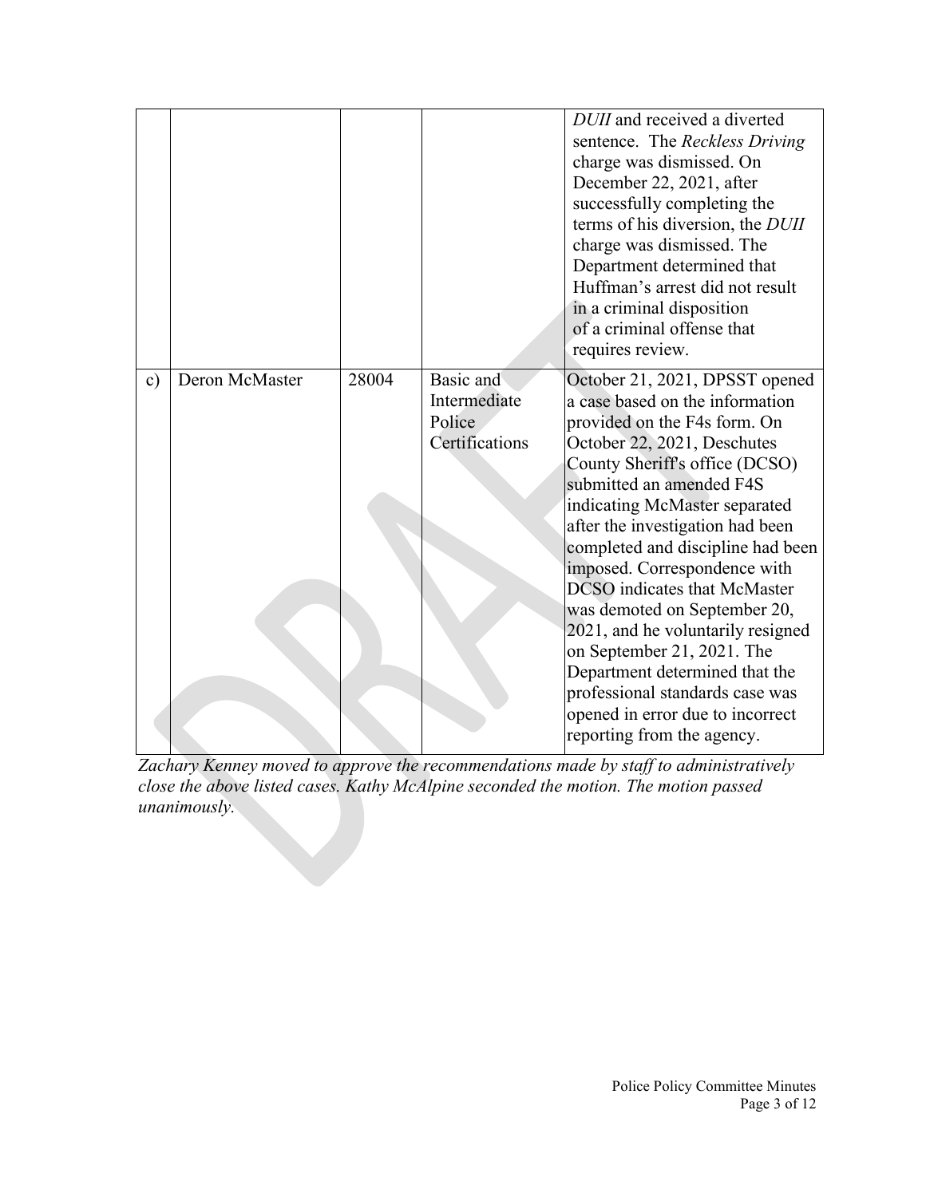| | | | | |
|---|---|---|---|---|
| | | | | *DUII* and received a diverted sentence. The *Reckless Driving* charge was dismissed. On December 22, 2021, after successfully completing the terms of his diversion, the *DUII* charge was dismissed. The Department determined that Huffman's arrest did not result in a criminal disposition of a criminal offense that requires review. |
| c) | Deron McMaster | 28004 | Basic and Intermediate Police Certifications | October 21, 2021, DPSST opened a case based on the information provided on the F4s form. On October 22, 2021, Deschutes County Sheriff's office (DCSO) submitted an amended F4S indicating McMaster separated after the investigation had been completed and discipline had been imposed. Correspondence with DCSO indicates that McMaster was demoted on September 20, 2021, and he voluntarily resigned on September 21, 2021. The Department determined that the professional standards case was opened in error due to incorrect reporting from the agency. |

*Zachary Kenney moved to approve the recommendations made by staff to administratively close the above listed cases. Kathy McAlpine seconded the motion. The motion passed unanimously.*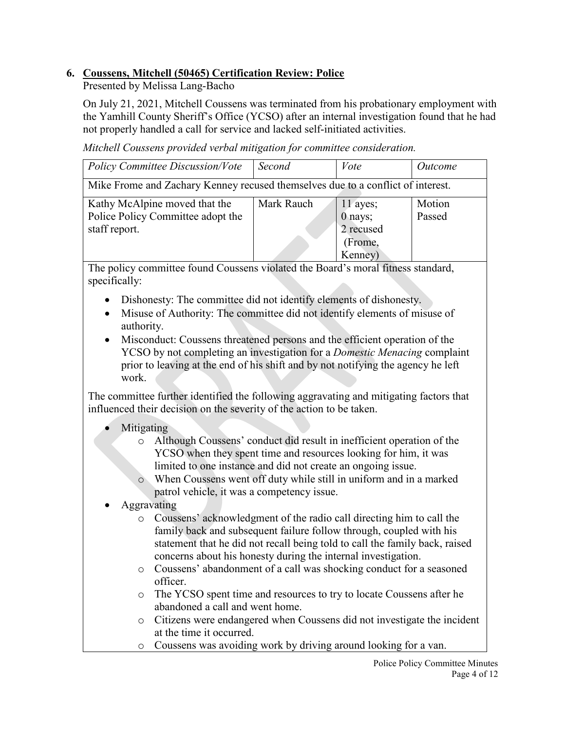## 6. Coussens, Mitchell (50465) Certification Review: Police

Presented by Melissa Lang-Bacho

On July 21, 2021, Mitchell Coussens was terminated from his probationary employment with the Yamhill County Sheriff's Office (YCSO) after an internal investigation found that he had not properly handled a call for service and lacked self-initiated activities.

*Mitchell Coussens provided verbal mitigation for committee consideration.*

| *Policy Committee Discussion/Vote* | *Second* | *Vote* | *Outcome* |
|---|---|---|---|
| Mike Frome and Zachary Kenney recused themselves due to a conflict of interest. | | | |
| Kathy McAlpine moved that the Police Policy Committee adopt the staff report. | Mark Rauch | 11 ayes; 0 nays; 2 recused (Frome, Kenney) | Motion Passed |

The policy committee found Coussens violated the Board's moral fitness standard, specifically:

- Dishonesty: The committee did not identify elements of dishonesty.
- Misuse of Authority: The committee did not identify elements of misuse of authority.
- Misconduct: Coussens threatened persons and the efficient operation of the YCSO by not completing an investigation for a *Domestic Menacing* complaint prior to leaving at the end of his shift and by not notifying the agency he left work.

The committee further identified the following aggravating and mitigating factors that influenced their decision on the severity of the action to be taken.

- Mitigating
  - Although Coussens' conduct did result in inefficient operation of the YCSO when they spent time and resources looking for him, it was limited to one instance and did not create an ongoing issue.
  - When Coussens went off duty while still in uniform and in a marked patrol vehicle, it was a competency issue.
- Aggravating
  - Coussens' acknowledgment of the radio call directing him to call the family back and subsequent failure follow through, coupled with his statement that he did not recall being told to call the family back, raised concerns about his honesty during the internal investigation.
  - Coussens' abandonment of a call was shocking conduct for a seasoned officer.
  - The YCSO spent time and resources to try to locate Coussens after he abandoned a call and went home.
  - Citizens were endangered when Coussens did not investigate the incident at the time it occurred.
  - Coussens was avoiding work by driving around looking for a van.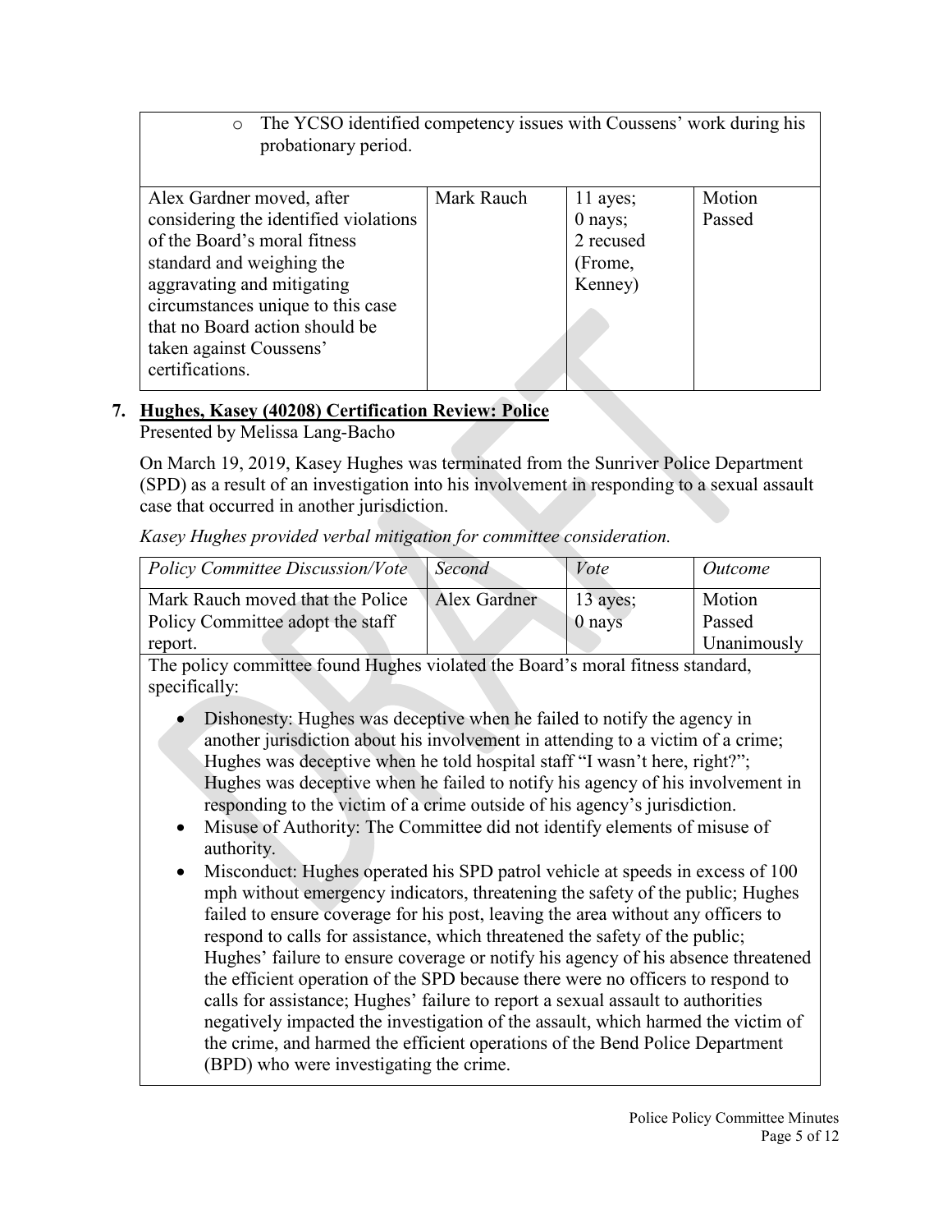| | | | |
|---|---|---|---|
| ◦ The YCSO identified competency issues with Coussens' work during his probationary period. | | | |
| Alex Gardner moved, after considering the identified violations of the Board's moral fitness standard and weighing the aggravating and mitigating circumstances unique to this case that no Board action should be taken against Coussens' certifications. | Mark Rauch | 11 ayes; 0 nays; 2 recused (Frome, Kenney) | Motion Passed |

7. **Hughes, Kasey (40208) Certification Review: Police**

Presented by Melissa Lang-Bacho

On March 19, 2019, Kasey Hughes was terminated from the Sunriver Police Department (SPD) as a result of an investigation into his involvement in responding to a sexual assault case that occurred in another jurisdiction.

*Kasey Hughes provided verbal mitigation for committee consideration.*

| *Policy Committee Discussion/Vote* | *Second* | *Vote* | *Outcome* |
|---|---|---|---|
| Mark Rauch moved that the Police Policy Committee adopt the staff report. | Alex Gardner | 13 ayes; 0 nays | Motion Passed Unanimously |

The policy committee found Hughes violated the Board's moral fitness standard, specifically:

- Dishonesty: Hughes was deceptive when he failed to notify the agency in another jurisdiction about his involvement in attending to a victim of a crime; Hughes was deceptive when he told hospital staff "I wasn't here, right?"; Hughes was deceptive when he failed to notify his agency of his involvement in responding to the victim of a crime outside of his agency's jurisdiction.
- Misuse of Authority: The Committee did not identify elements of misuse of authority.
- Misconduct: Hughes operated his SPD patrol vehicle at speeds in excess of 100 mph without emergency indicators, threatening the safety of the public; Hughes failed to ensure coverage for his post, leaving the area without any officers to respond to calls for assistance, which threatened the safety of the public; Hughes' failure to ensure coverage or notify his agency of his absence threatened the efficient operation of the SPD because there were no officers to respond to calls for assistance; Hughes' failure to report a sexual assault to authorities negatively impacted the investigation of the assault, which harmed the victim of the crime, and harmed the efficient operations of the Bend Police Department (BPD) who were investigating the crime.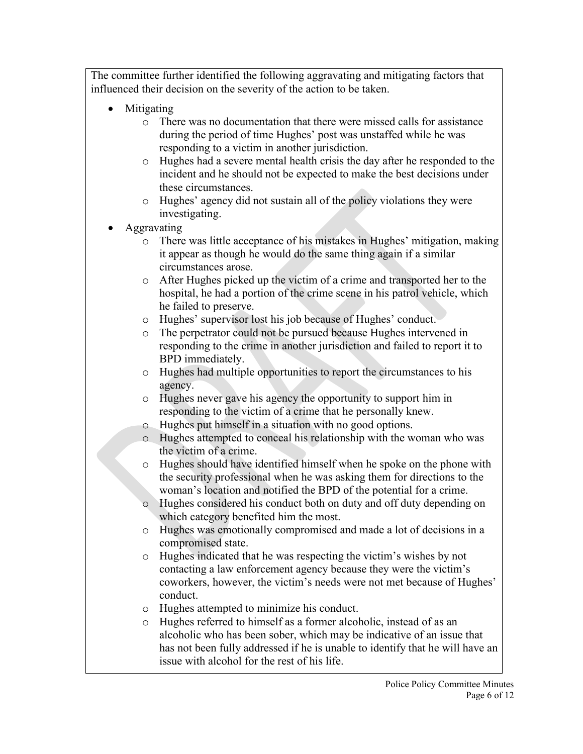The committee further identified the following aggravating and mitigating factors that influenced their decision on the severity of the action to be taken.

- Mitigating
  - There was no documentation that there were missed calls for assistance during the period of time Hughes' post was unstaffed while he was responding to a victim in another jurisdiction.
  - Hughes had a severe mental health crisis the day after he responded to the incident and he should not be expected to make the best decisions under these circumstances.
  - Hughes' agency did not sustain all of the policy violations they were investigating.
- Aggravating
  - There was little acceptance of his mistakes in Hughes' mitigation, making it appear as though he would do the same thing again if a similar circumstances arose.
  - After Hughes picked up the victim of a crime and transported her to the hospital, he had a portion of the crime scene in his patrol vehicle, which he failed to preserve.
  - Hughes' supervisor lost his job because of Hughes' conduct.
  - The perpetrator could not be pursued because Hughes intervened in responding to the crime in another jurisdiction and failed to report it to BPD immediately.
  - Hughes had multiple opportunities to report the circumstances to his agency.
  - Hughes never gave his agency the opportunity to support him in responding to the victim of a crime that he personally knew.
  - Hughes put himself in a situation with no good options.
  - Hughes attempted to conceal his relationship with the woman who was the victim of a crime.
  - Hughes should have identified himself when he spoke on the phone with the security professional when he was asking them for directions to the woman's location and notified the BPD of the potential for a crime.
  - Hughes considered his conduct both on duty and off duty depending on which category benefited him the most.
  - Hughes was emotionally compromised and made a lot of decisions in a compromised state.
  - Hughes indicated that he was respecting the victim's wishes by not contacting a law enforcement agency because they were the victim's coworkers, however, the victim's needs were not met because of Hughes' conduct.
  - Hughes attempted to minimize his conduct.
  - Hughes referred to himself as a former alcoholic, instead of as an alcoholic who has been sober, which may be indicative of an issue that has not been fully addressed if he is unable to identify that he will have an issue with alcohol for the rest of his life.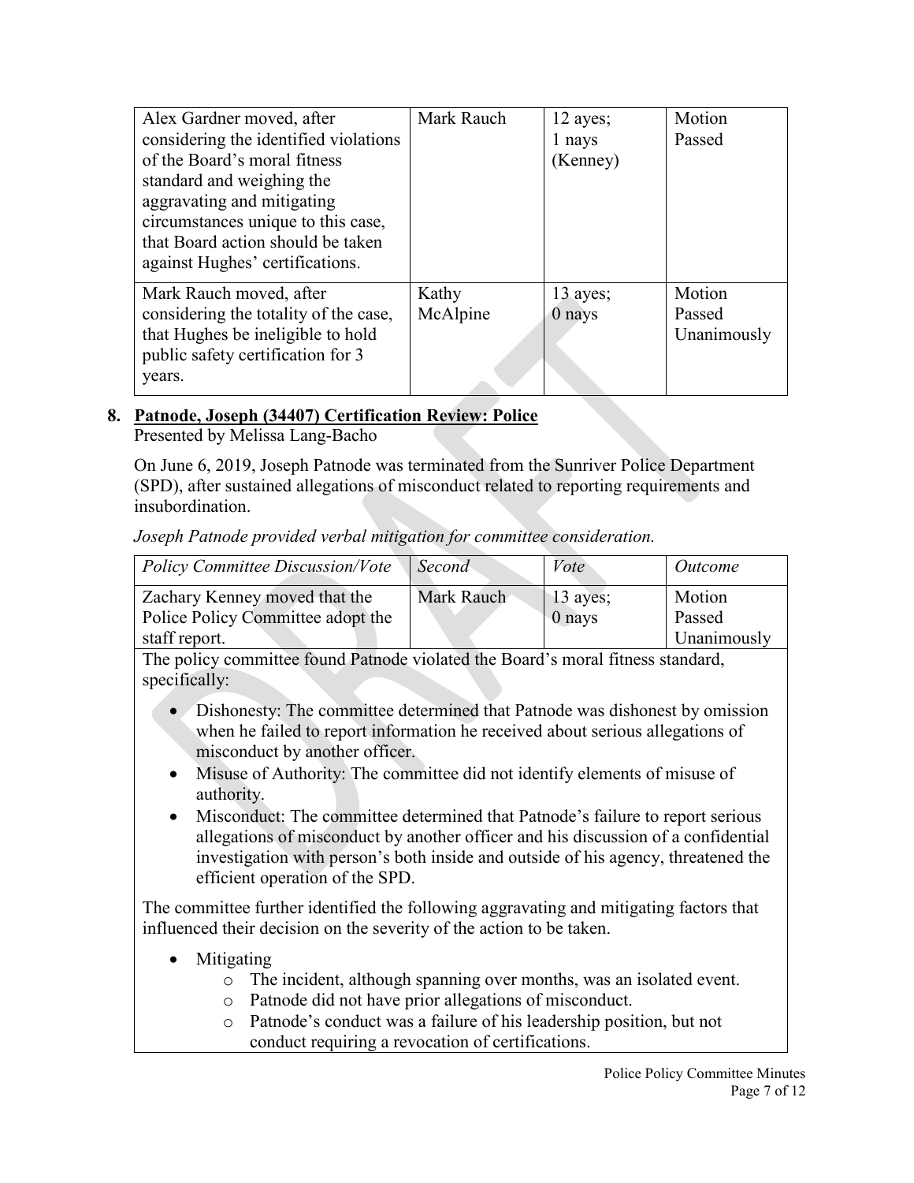| | | | |
|---|---|---|---|
| Alex Gardner moved, after considering the identified violations of the Board's moral fitness standard and weighing the aggravating and mitigating circumstances unique to this case, that Board action should be taken against Hughes' certifications. | Mark Rauch | 12 ayes; 1 nays (Kenney) | Motion Passed |
| Mark Rauch moved, after considering the totality of the case, that Hughes be ineligible to hold public safety certification for 3 years. | Kathy McAlpine | 13 ayes; 0 nays | Motion Passed Unanimously |

**8. Patnode, Joseph (34407) Certification Review: Police**

Presented by Melissa Lang-Bacho

On June 6, 2019, Joseph Patnode was terminated from the Sunriver Police Department (SPD), after sustained allegations of misconduct related to reporting requirements and insubordination.

*Joseph Patnode provided verbal mitigation for committee consideration.*

| *Policy Committee Discussion/Vote* | *Second* | *Vote* | *Outcome* |
|---|---|---|---|
| Zachary Kenney moved that the Police Policy Committee adopt the staff report. | Mark Rauch | 13 ayes; 0 nays | Motion Passed Unanimously |

The policy committee found Patnode violated the Board's moral fitness standard, specifically:

- Dishonesty: The committee determined that Patnode was dishonest by omission when he failed to report information he received about serious allegations of misconduct by another officer.
- Misuse of Authority: The committee did not identify elements of misuse of authority.
- Misconduct: The committee determined that Patnode's failure to report serious allegations of misconduct by another officer and his discussion of a confidential investigation with person's both inside and outside of his agency, threatened the efficient operation of the SPD.

The committee further identified the following aggravating and mitigating factors that influenced their decision on the severity of the action to be taken.

- Mitigating
  - The incident, although spanning over months, was an isolated event.
  - Patnode did not have prior allegations of misconduct.
  - Patnode's conduct was a failure of his leadership position, but not conduct requiring a revocation of certifications.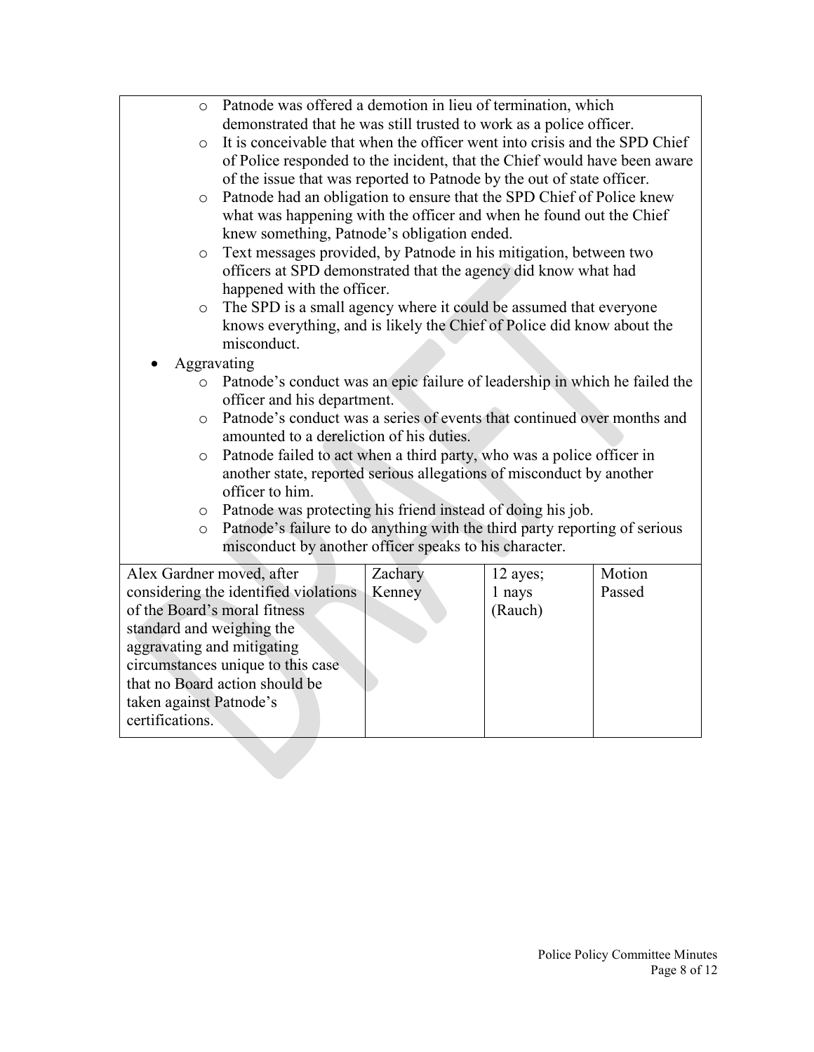- Patnode was offered a demotion in lieu of termination, which demonstrated that he was still trusted to work as a police officer.
  - It is conceivable that when the officer went into crisis and the SPD Chief of Police responded to the incident, that the Chief would have been aware of the issue that was reported to Patnode by the out of state officer.
  - Patnode had an obligation to ensure that the SPD Chief of Police knew what was happening with the officer and when he found out the Chief knew something, Patnode's obligation ended.
  - Text messages provided, by Patnode in his mitigation, between two officers at SPD demonstrated that the agency did know what had happened with the officer.
  - The SPD is a small agency where it could be assumed that everyone knows everything, and is likely the Chief of Police did know about the misconduct.
- Aggravating
  - Patnode's conduct was an epic failure of leadership in which he failed the officer and his department.
  - Patnode's conduct was a series of events that continued over months and amounted to a dereliction of his duties.
  - Patnode failed to act when a third party, who was a police officer in another state, reported serious allegations of misconduct by another officer to him.
  - Patnode was protecting his friend instead of doing his job.
  - Patnode's failure to do anything with the third party reporting of serious misconduct by another officer speaks to his character.

| | | | |
|---|---|---|---|
| Alex Gardner moved, after considering the identified violations of the Board's moral fitness standard and weighing the aggravating and mitigating circumstances unique to this case that no Board action should be taken against Patnode's certifications. | Zachary Kenney | 12 ayes; 1 nays (Rauch) | Motion Passed |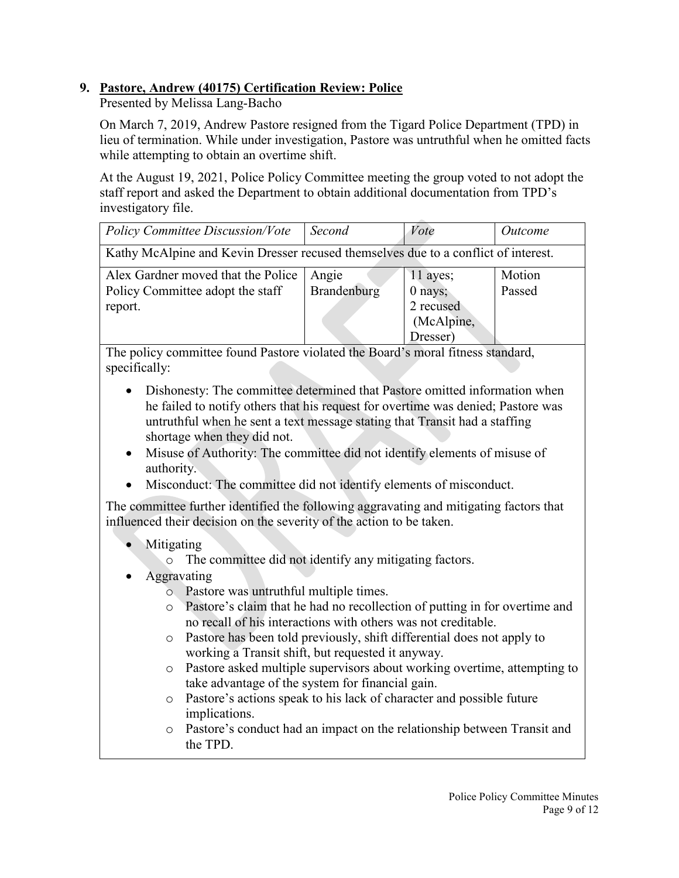## 9. Pastore, Andrew (40175) Certification Review: Police

Presented by Melissa Lang-Bacho

On March 7, 2019, Andrew Pastore resigned from the Tigard Police Department (TPD) in lieu of termination. While under investigation, Pastore was untruthful when he omitted facts while attempting to obtain an overtime shift.

At the August 19, 2021, Police Policy Committee meeting the group voted to not adopt the staff report and asked the Department to obtain additional documentation from TPD's investigatory file.

| *Policy Committee Discussion/Vote* | *Second* | *Vote* | *Outcome* |
|---|---|---|---|
| Kathy McAlpine and Kevin Dresser recused themselves due to a conflict of interest. | | | |
| Alex Gardner moved that the Police Policy Committee adopt the staff report. | Angie Brandenburg | 11 ayes; 0 nays; 2 recused (McAlpine, Dresser) | Motion Passed |

The policy committee found Pastore violated the Board's moral fitness standard, specifically:

- Dishonesty: The committee determined that Pastore omitted information when he failed to notify others that his request for overtime was denied; Pastore was untruthful when he sent a text message stating that Transit had a staffing shortage when they did not.
- Misuse of Authority: The committee did not identify elements of misuse of authority.
- Misconduct: The committee did not identify elements of misconduct.

The committee further identified the following aggravating and mitigating factors that influenced their decision on the severity of the action to be taken.

- Mitigating
    - The committee did not identify any mitigating factors.
- Aggravating
    - Pastore was untruthful multiple times.
    - Pastore's claim that he had no recollection of putting in for overtime and no recall of his interactions with others was not creditable.
    - Pastore has been told previously, shift differential does not apply to working a Transit shift, but requested it anyway.
    - Pastore asked multiple supervisors about working overtime, attempting to take advantage of the system for financial gain.
    - Pastore's actions speak to his lack of character and possible future implications.
    - Pastore's conduct had an impact on the relationship between Transit and the TPD.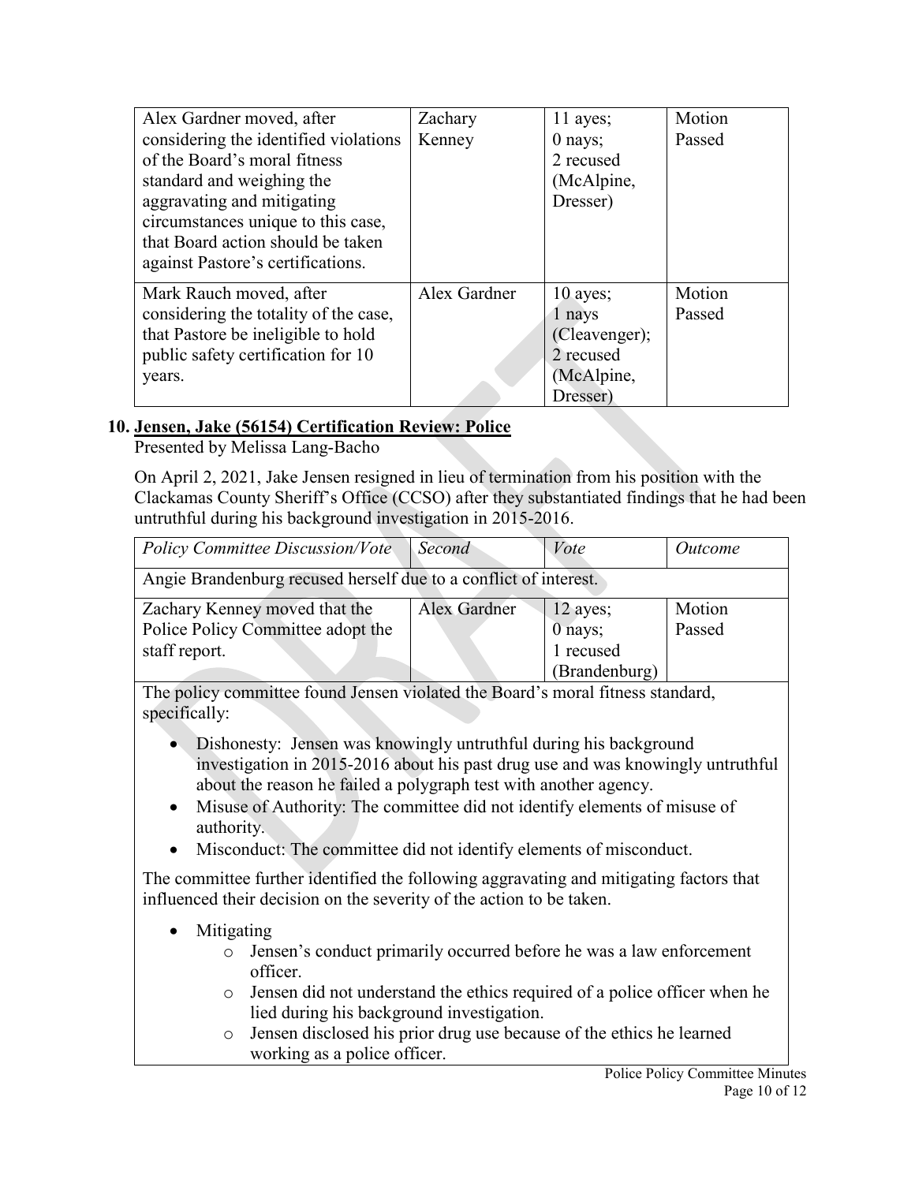| | | | |
|---|---|---|---|
| Alex Gardner moved, after considering the identified violations of the Board's moral fitness standard and weighing the aggravating and mitigating circumstances unique to this case, that Board action should be taken against Pastore's certifications. | Zachary Kenney | 11 ayes; 0 nays; 2 recused (McAlpine, Dresser) | Motion Passed |
| Mark Rauch moved, after considering the totality of the case, that Pastore be ineligible to hold public safety certification for 10 years. | Alex Gardner | 10 ayes; 1 nays (Cleavenger); 2 recused (McAlpine, Dresser) | Motion Passed |

**10. Jensen, Jake (56154) Certification Review: Police**

Presented by Melissa Lang-Bacho

On April 2, 2021, Jake Jensen resigned in lieu of termination from his position with the Clackamas County Sheriff's Office (CCSO) after they substantiated findings that he had been untruthful during his background investigation in 2015-2016.

| *Policy Committee Discussion/Vote* | *Second* | *Vote* | *Outcome* |
|---|---|---|---|
| Angie Brandenburg recused herself due to a conflict of interest. | | | |
| Zachary Kenney moved that the Police Policy Committee adopt the staff report. | Alex Gardner | 12 ayes; 0 nays; 1 recused (Brandenburg) | Motion Passed |

The policy committee found Jensen violated the Board's moral fitness standard, specifically:

- Dishonesty: Jensen was knowingly untruthful during his background investigation in 2015-2016 about his past drug use and was knowingly untruthful about the reason he failed a polygraph test with another agency.
- Misuse of Authority: The committee did not identify elements of misuse of authority.
- Misconduct: The committee did not identify elements of misconduct.

The committee further identified the following aggravating and mitigating factors that influenced their decision on the severity of the action to be taken.

- Mitigating
  - Jensen's conduct primarily occurred before he was a law enforcement officer.
  - Jensen did not understand the ethics required of a police officer when he lied during his background investigation.
  - Jensen disclosed his prior drug use because of the ethics he learned working as a police officer.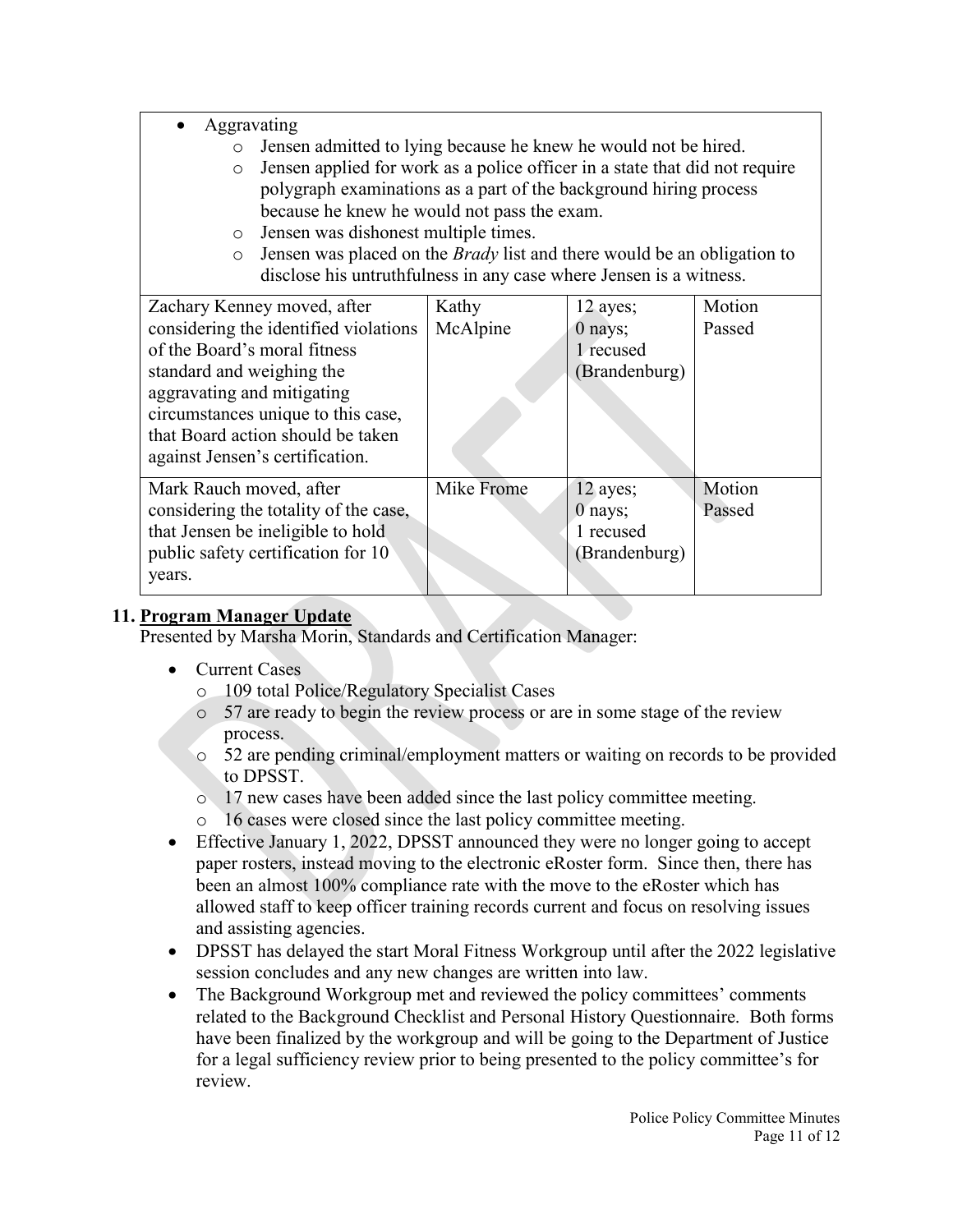| • Aggravating<br>  ◦ Jensen admitted to lying because he knew he would not be hired.<br>  ◦ Jensen applied for work as a police officer in a state that did not require polygraph examinations as a part of the background hiring process because he knew he would not pass the exam.<br>  ◦ Jensen was dishonest multiple times.<br>  ◦ Jensen was placed on the *Brady* list and there would be an obligation to disclose his untruthfulness in any case where Jensen is a witness. | | | |
|---|---|---|---|
| Zachary Kenney moved, after considering the identified violations of the Board's moral fitness standard and weighing the aggravating and mitigating circumstances unique to this case, that Board action should be taken against Jensen's certification. | Kathy McAlpine | 12 ayes; 0 nays; 1 recused (Brandenburg) | Motion Passed |
| Mark Rauch moved, after considering the totality of the case, that Jensen be ineligible to hold public safety certification for 10 years. | Mike Frome | 12 ayes; 0 nays; 1 recused (Brandenburg) | Motion Passed |

## 11. Program Manager Update

Presented by Marsha Morin, Standards and Certification Manager:

- Current Cases
  - 109 total Police/Regulatory Specialist Cases
  - 57 are ready to begin the review process or are in some stage of the review process.
  - 52 are pending criminal/employment matters or waiting on records to be provided to DPSST.
  - 17 new cases have been added since the last policy committee meeting.
  - 16 cases were closed since the last policy committee meeting.
- Effective January 1, 2022, DPSST announced they were no longer going to accept paper rosters, instead moving to the electronic eRoster form. Since then, there has been an almost 100% compliance rate with the move to the eRoster which has allowed staff to keep officer training records current and focus on resolving issues and assisting agencies.
- DPSST has delayed the start Moral Fitness Workgroup until after the 2022 legislative session concludes and any new changes are written into law.
- The Background Workgroup met and reviewed the policy committees' comments related to the Background Checklist and Personal History Questionnaire. Both forms have been finalized by the workgroup and will be going to the Department of Justice for a legal sufficiency review prior to being presented to the policy committee's for review.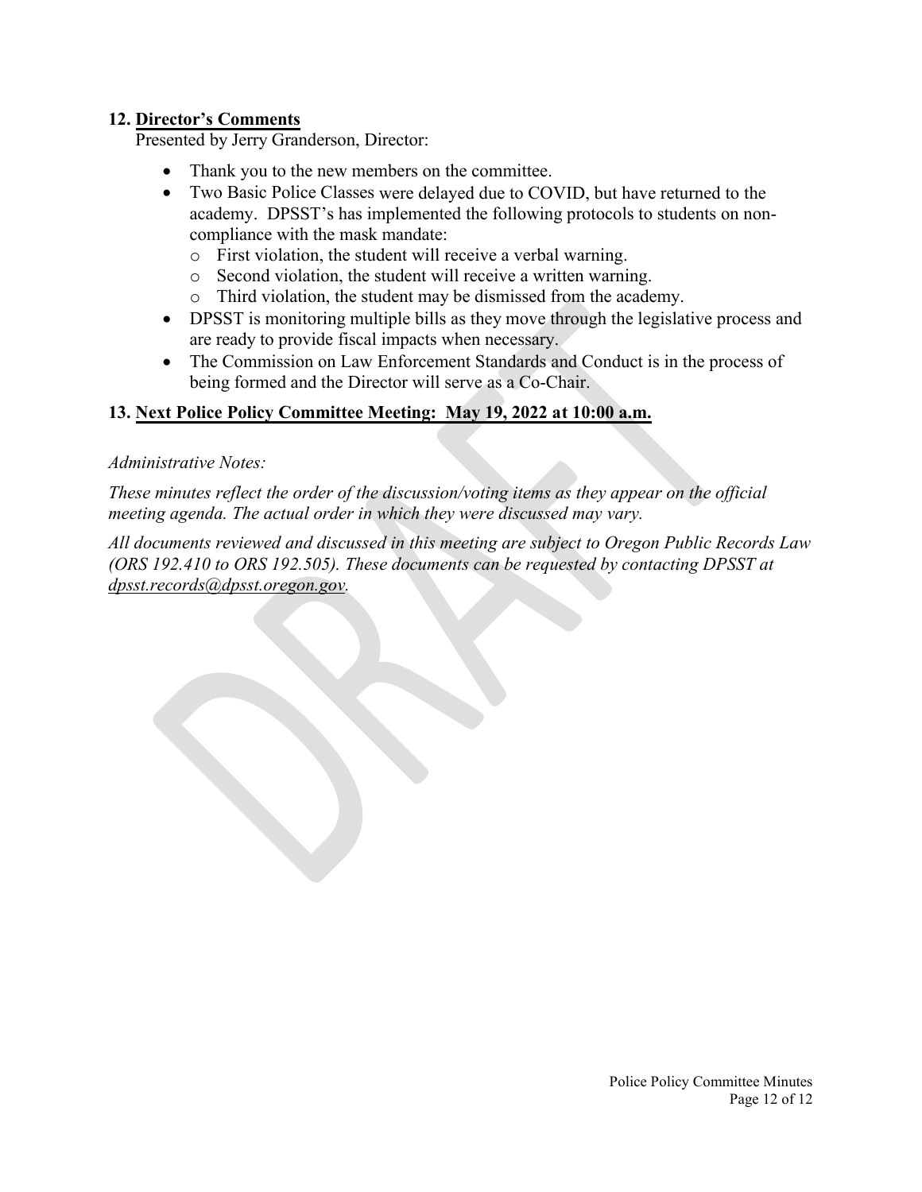## 12. Director's Comments

Presented by Jerry Granderson, Director:

- Thank you to the new members on the committee.
- Two Basic Police Classes were delayed due to COVID, but have returned to the academy. DPSST's has implemented the following protocols to students on non-compliance with the mask mandate:
  - First violation, the student will receive a verbal warning.
  - Second violation, the student will receive a written warning.
  - Third violation, the student may be dismissed from the academy.
- DPSST is monitoring multiple bills as they move through the legislative process and are ready to provide fiscal impacts when necessary.
- The Commission on Law Enforcement Standards and Conduct is in the process of being formed and the Director will serve as a Co-Chair.

## 13. Next Police Policy Committee Meeting: May 19, 2022 at 10:00 a.m.

*Administrative Notes:*

*These minutes reflect the order of the discussion/voting items as they appear on the official meeting agenda. The actual order in which they were discussed may vary.*

*All documents reviewed and discussed in this meeting are subject to Oregon Public Records Law (ORS 192.410 to ORS 192.505). These documents can be requested by contacting DPSST at dpsst.records@dpsst.oregon.gov.*